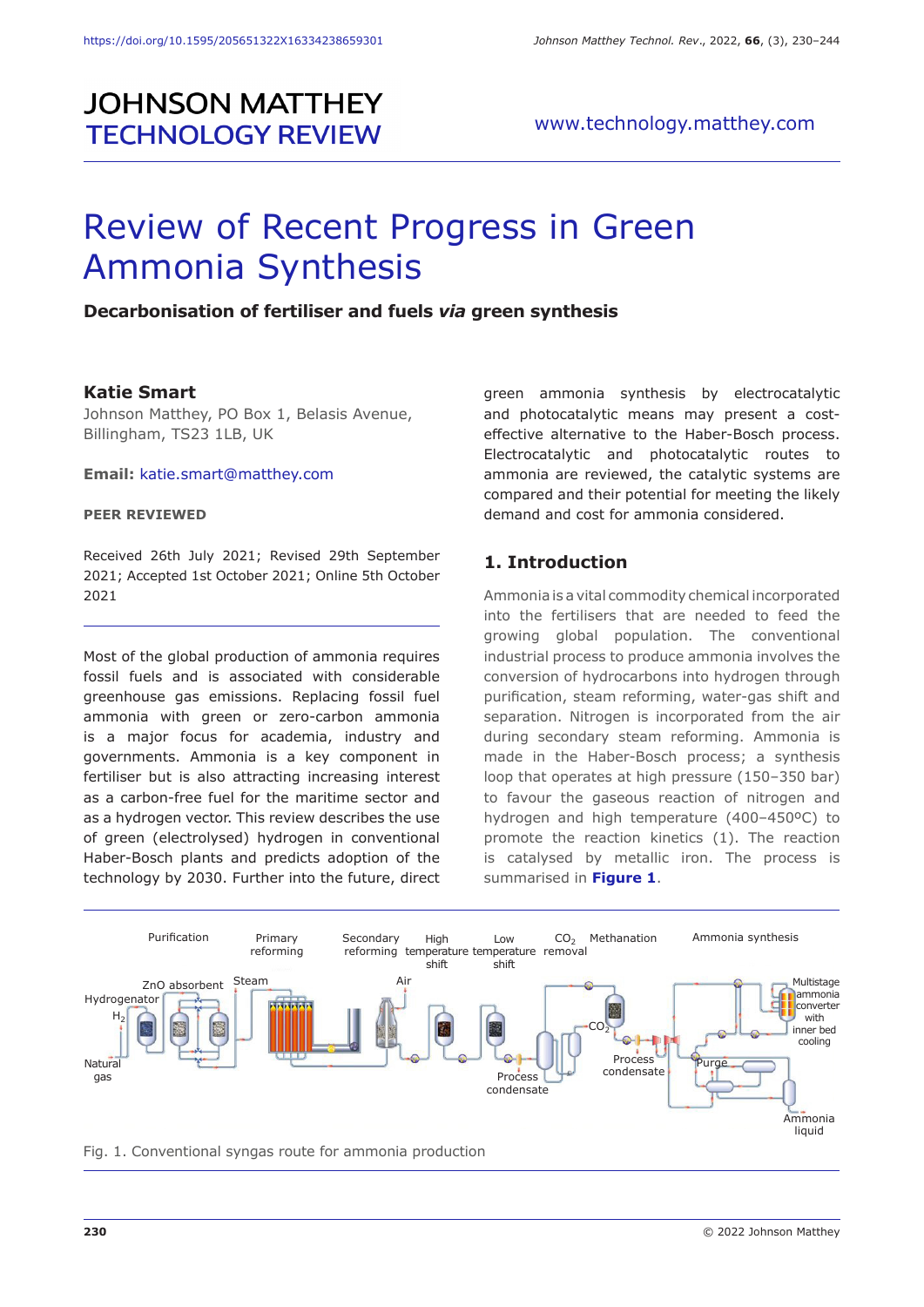JOHNSON MATTHEY TECHNOLOGY REVIEW

www.technology.matthey.com

# Review of Recent Progress in Green Ammonia Synthesis

**Decarbonisation of fertiliser and fuels *via* green synthesis**

**Katie Smart**
Johnson Matthey, PO Box 1, Belasis Avenue, Billingham, TS23 1LB, UK

**Email:** katie.smart@matthey.com

**PEER REVIEWED**

Received 26th July 2021; Revised 29th September 2021; Accepted 1st October 2021; Online 5th October 2021

Most of the global production of ammonia requires fossil fuels and is associated with considerable greenhouse gas emissions. Replacing fossil fuel ammonia with green or zero-carbon ammonia is a major focus for academia, industry and governments. Ammonia is a key component in fertiliser but is also attracting increasing interest as a carbon-free fuel for the maritime sector and as a hydrogen vector. This review describes the use of green (electrolysed) hydrogen in conventional Haber-Bosch plants and predicts adoption of the technology by 2030. Further into the future, direct green ammonia synthesis by electrocatalytic and photocatalytic means may present a cost-effective alternative to the Haber-Bosch process. Electrocatalytic and photocatalytic routes to ammonia are reviewed, the catalytic systems are compared and their potential for meeting the likely demand and cost for ammonia considered.

## 1. Introduction

Ammonia is a vital commodity chemical incorporated into the fertilisers that are needed to feed the growing global population. The conventional industrial process to produce ammonia involves the conversion of hydrocarbons into hydrogen through purification, steam reforming, water-gas shift and separation. Nitrogen is incorporated from the air during secondary steam reforming. Ammonia is made in the Haber-Bosch process; a synthesis loop that operates at high pressure (150–350 bar) to favour the gaseous reaction of nitrogen and hydrogen and high temperature (400–450ºC) to promote the reaction kinetics (1). The reaction is catalysed by metallic iron. The process is summarised in **Figure 1**.

Fig. 1. Conventional syngas route for ammonia production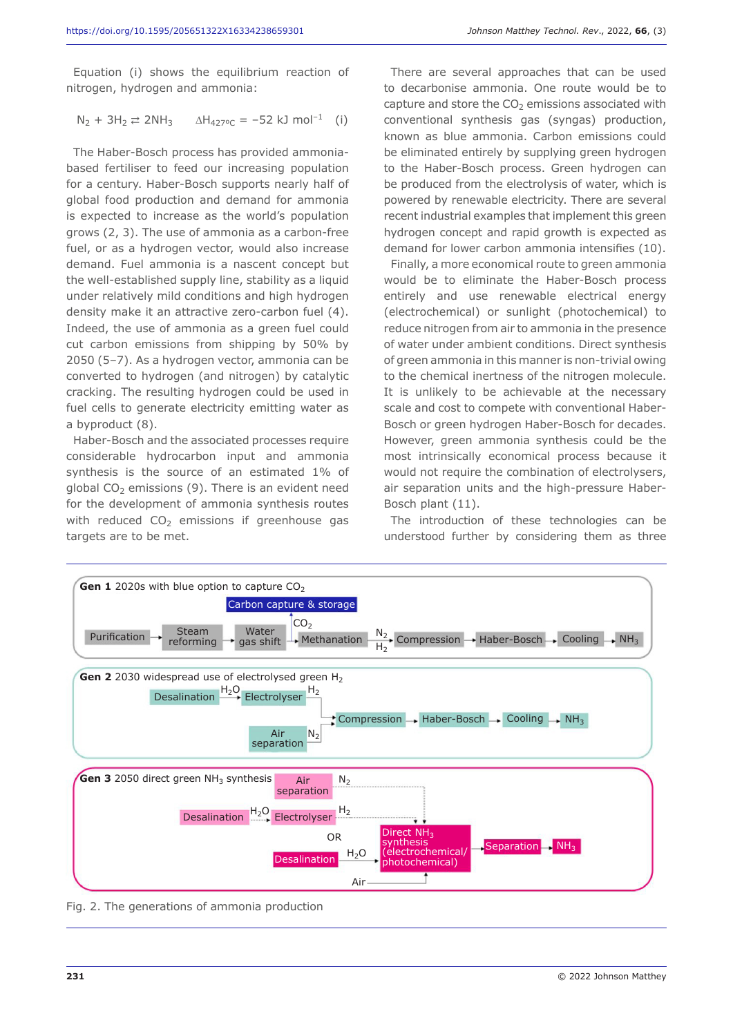Equation (i) shows the equilibrium reaction of nitrogen, hydrogen and ammonia:

$$N_2 + 3H_2 \rightleftarrows 2NH_3 \qquad \Delta H_{427^\circ C} = -52 \text{ kJ mol}^{-1} \qquad (i)$$

The Haber-Bosch process has provided ammonia-based fertiliser to feed our increasing population for a century. Haber-Bosch supports nearly half of global food production and demand for ammonia is expected to increase as the world's population grows (2, 3). The use of ammonia as a carbon-free fuel, or as a hydrogen vector, would also increase demand. Fuel ammonia is a nascent concept but the well-established supply line, stability as a liquid under relatively mild conditions and high hydrogen density make it an attractive zero-carbon fuel (4). Indeed, the use of ammonia as a green fuel could cut carbon emissions from shipping by 50% by 2050 (5–7). As a hydrogen vector, ammonia can be converted to hydrogen (and nitrogen) by catalytic cracking. The resulting hydrogen could be used in fuel cells to generate electricity emitting water as a byproduct (8).

Haber-Bosch and the associated processes require considerable hydrocarbon input and ammonia synthesis is the source of an estimated 1% of global $CO_2$ emissions (9). There is an evident need for the development of ammonia synthesis routes with reduced $CO_2$ emissions if greenhouse gas targets are to be met.

There are several approaches that can be used to decarbonise ammonia. One route would be to capture and store the $CO_2$ emissions associated with conventional synthesis gas (syngas) production, known as blue ammonia. Carbon emissions could be eliminated entirely by supplying green hydrogen to the Haber-Bosch process. Green hydrogen can be produced from the electrolysis of water, which is powered by renewable electricity. There are several recent industrial examples that implement this green hydrogen concept and rapid growth is expected as demand for lower carbon ammonia intensifies (10).

Finally, a more economical route to green ammonia would be to eliminate the Haber-Bosch process entirely and use renewable electrical energy (electrochemical) or sunlight (photochemical) to reduce nitrogen from air to ammonia in the presence of water under ambient conditions. Direct synthesis of green ammonia in this manner is non-trivial owing to the chemical inertness of the nitrogen molecule. It is unlikely to be achievable at the necessary scale and cost to compete with conventional Haber-Bosch or green hydrogen Haber-Bosch for decades. However, green ammonia synthesis could be the most intrinsically economical process because it would not require the combination of electrolysers, air separation units and the high-pressure Haber-Bosch plant (11).

The introduction of these technologies can be understood further by considering them as three

**Gen 1** 2020s with blue option to capture $CO_2$

Purification → Steam reforming → Water gas shift → Methanation ($CO_2$ → Carbon capture & storage) → $N_2$, $H_2$ → Compression → Haber-Bosch → Cooling → $NH_3$

**Gen 2** 2030 widespread use of electrolysed green $H_2$

Desalination → $H_2O$ → Electrolyser → $H_2$; Air separation → $N_2$; → Compression → Haber-Bosch → Cooling → $NH_3$

**Gen 3** 2050 direct green $NH_3$ synthesis

Air separation → $N_2$; Desalination → $H_2O$ → Electrolyser → $H_2$; OR Desalination → $H_2O$; Air; → Direct $NH_3$ synthesis (electrochemical/ photochemical) → Separation → $NH_3$

Fig. 2. The generations of ammonia production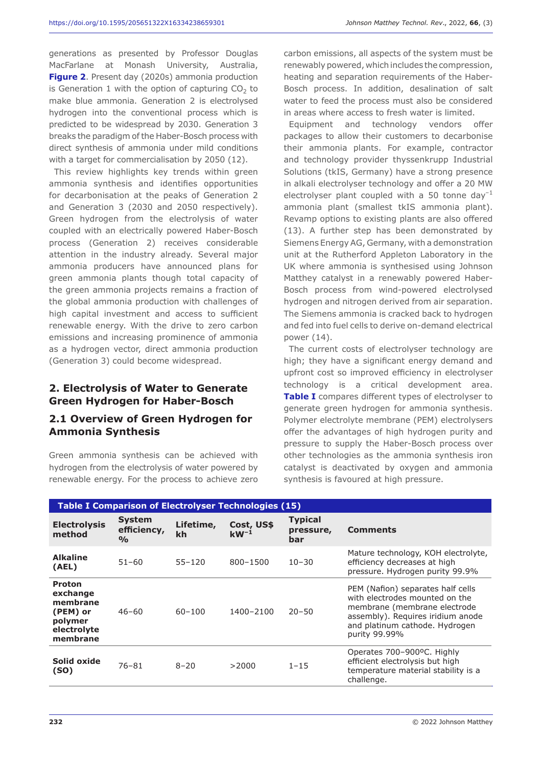generations as presented by Professor Douglas MacFarlane at Monash University, Australia, **Figure 2**. Present day (2020s) ammonia production is Generation 1 with the option of capturing $CO_2$ to make blue ammonia. Generation 2 is electrolysed hydrogen into the conventional process which is predicted to be widespread by 2030. Generation 3 breaks the paradigm of the Haber-Bosch process with direct synthesis of ammonia under mild conditions with a target for commercialisation by 2050 (12).

This review highlights key trends within green ammonia synthesis and identifies opportunities for decarbonisation at the peaks of Generation 2 and Generation 3 (2030 and 2050 respectively). Green hydrogen from the electrolysis of water coupled with an electrically powered Haber-Bosch process (Generation 2) receives considerable attention in the industry already. Several major ammonia producers have announced plans for green ammonia plants though total capacity of the green ammonia projects remains a fraction of the global ammonia production with challenges of high capital investment and access to sufficient renewable energy. With the drive to zero carbon emissions and increasing prominence of ammonia as a hydrogen vector, direct ammonia production (Generation 3) could become widespread.

## 2. Electrolysis of Water to Generate Green Hydrogen for Haber-Bosch

### 2.1 Overview of Green Hydrogen for Ammonia Synthesis

Green ammonia synthesis can be achieved with hydrogen from the electrolysis of water powered by renewable energy. For the process to achieve zero carbon emissions, all aspects of the system must be renewably powered, which includes the compression, heating and separation requirements of the Haber-Bosch process. In addition, desalination of salt water to feed the process must also be considered in areas where access to fresh water is limited.

Equipment and technology vendors offer packages to allow their customers to decarbonise their ammonia plants. For example, contractor and technology provider thyssenkrupp Industrial Solutions (tkIS, Germany) have a strong presence in alkali electrolyser technology and offer a 20 MW electrolyser plant coupled with a 50 tonne day$^{-1}$ ammonia plant (smallest tkIS ammonia plant). Revamp options to existing plants are also offered (13). A further step has been demonstrated by Siemens Energy AG, Germany, with a demonstration unit at the Rutherford Appleton Laboratory in the UK where ammonia is synthesised using Johnson Matthey catalyst in a renewably powered Haber-Bosch process from wind-powered electrolysed hydrogen and nitrogen derived from air separation. The Siemens ammonia is cracked back to hydrogen and fed into fuel cells to derive on-demand electrical power (14).

The current costs of electrolyser technology are high; they have a significant energy demand and upfront cost so improved efficiency in electrolyser technology is a critical development area. **Table I** compares different types of electrolyser to generate green hydrogen for ammonia synthesis. Polymer electrolyte membrane (PEM) electrolysers offer the advantages of high hydrogen purity and pressure to supply the Haber-Bosch process over other technologies as the ammonia synthesis iron catalyst is deactivated by oxygen and ammonia synthesis is favoured at high pressure.

**Table I Comparison of Electrolyser Technologies (15)**

| Electrolysis method | System efficiency, % | Lifetime, kh | Cost, US$ kW$^{-1}$ | Typical pressure, bar | Comments |
|---|---|---|---|---|---|
| **Alkaline (AEL)** | 51–60 | 55–120 | 800–1500 | 10–30 | Mature technology, KOH electrolyte, efficiency decreases at high pressure. Hydrogen purity 99.9% |
| **Proton exchange membrane (PEM) or polymer electrolyte membrane** | 46–60 | 60–100 | 1400–2100 | 20–50 | PEM (Nafion) separates half cells with electrodes mounted on the membrane (membrane electrode assembly). Requires iridium anode and platinum cathode. Hydrogen purity 99.99% |
| **Solid oxide (SO)** | 76–81 | 8–20 | >2000 | 1–15 | Operates 700–900ºC. Highly efficient electrolysis but high temperature material stability is a challenge. |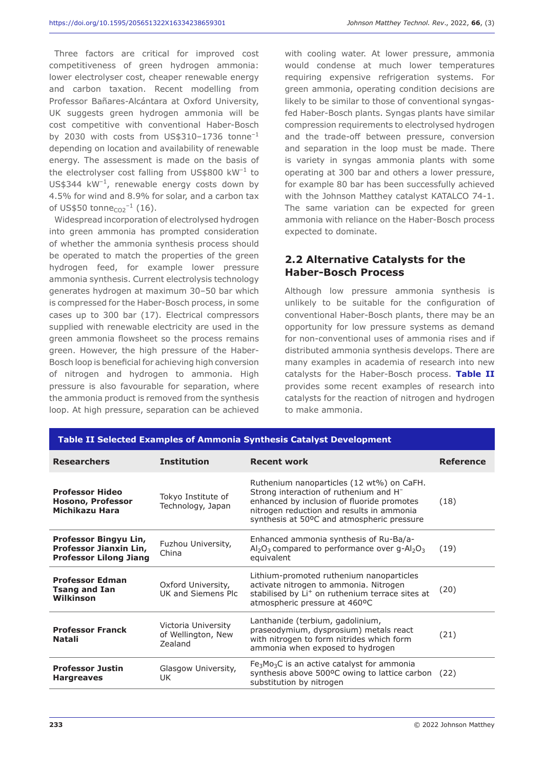Three factors are critical for improved cost competitiveness of green hydrogen ammonia: lower electrolyser cost, cheaper renewable energy and carbon taxation. Recent modelling from Professor Bañares-Alcántara at Oxford University, UK suggests green hydrogen ammonia will be cost competitive with conventional Haber-Bosch by 2030 with costs from US$310–1736 $tonne^{-1}$ depending on location and availability of renewable energy. The assessment is made on the basis of the electrolyser cost falling from US$800 $kW^{-1}$ to US$344 $kW^{-1}$, renewable energy costs down by 4.5% for wind and 8.9% for solar, and a carbon tax of US$50 $tonne_{CO2}^{-1}$ (16).

Widespread incorporation of electrolysed hydrogen into green ammonia has prompted consideration of whether the ammonia synthesis process should be operated to match the properties of the green hydrogen feed, for example lower pressure ammonia synthesis. Current electrolysis technology generates hydrogen at maximum 30–50 bar which is compressed for the Haber-Bosch process, in some cases up to 300 bar (17). Electrical compressors supplied with renewable electricity are used in the green ammonia flowsheet so the process remains green. However, the high pressure of the Haber-Bosch loop is beneficial for achieving high conversion of nitrogen and hydrogen to ammonia. High pressure is also favourable for separation, where the ammonia product is removed from the synthesis loop. At high pressure, separation can be achieved with cooling water. At lower pressure, ammonia would condense at much lower temperatures requiring expensive refrigeration systems. For green ammonia, operating condition decisions are likely to be similar to those of conventional syngas-fed Haber-Bosch plants. Syngas plants have similar compression requirements to electrolysed hydrogen and the trade-off between pressure, conversion and separation in the loop must be made. There is variety in syngas ammonia plants with some operating at 300 bar and others a lower pressure, for example 80 bar has been successfully achieved with the Johnson Matthey catalyst KATALCO 74-1. The same variation can be expected for green ammonia with reliance on the Haber-Bosch process expected to dominate.

## 2.2 Alternative Catalysts for the Haber-Bosch Process

Although low pressure ammonia synthesis is unlikely to be suitable for the configuration of conventional Haber-Bosch plants, there may be an opportunity for low pressure systems as demand for non-conventional uses of ammonia rises and if distributed ammonia synthesis develops. There are many examples in academia of research into new catalysts for the Haber-Bosch process. **Table II** provides some recent examples of research into catalysts for the reaction of nitrogen and hydrogen to make ammonia.

**Table II Selected Examples of Ammonia Synthesis Catalyst Development**

| Researchers | Institution | Recent work | Reference |
|---|---|---|---|
| **Professor Hideo Hosono, Professor Michikazu Hara** | Tokyo Institute of Technology, Japan | Ruthenium nanoparticles (12 wt%) on CaFH. Strong interaction of ruthenium and $H^-$ enhanced by inclusion of fluoride promotes nitrogen reduction and results in ammonia synthesis at 50ºC and atmospheric pressure | (18) |
| **Professor Bingyu Lin, Professor Jianxin Lin, Professor Lilong Jiang** | Fuzhou University, China | Enhanced ammonia synthesis of Ru-Ba/a-$Al_2O_3$ compared to performance over g-$Al_2O_3$ equivalent | (19) |
| **Professor Edman Tsang and Ian Wilkinson** | Oxford University, UK and Siemens Plc | Lithium-promoted ruthenium nanoparticles activate nitrogen to ammonia. Nitrogen stabilised by $Li^+$ on ruthenium terrace sites at atmospheric pressure at 460ºC | (20) |
| **Professor Franck Natali** | Victoria University of Wellington, New Zealand | Lanthanide (terbium, gadolinium, praseodymium, dysprosium) metals react with nitrogen to form nitrides which form ammonia when exposed to hydrogen | (21) |
| **Professor Justin Hargreaves** | Glasgow University, UK | $Fe_3Mo_3C$ is an active catalyst for ammonia synthesis above 500ºC owing to lattice carbon substitution by nitrogen | (22) |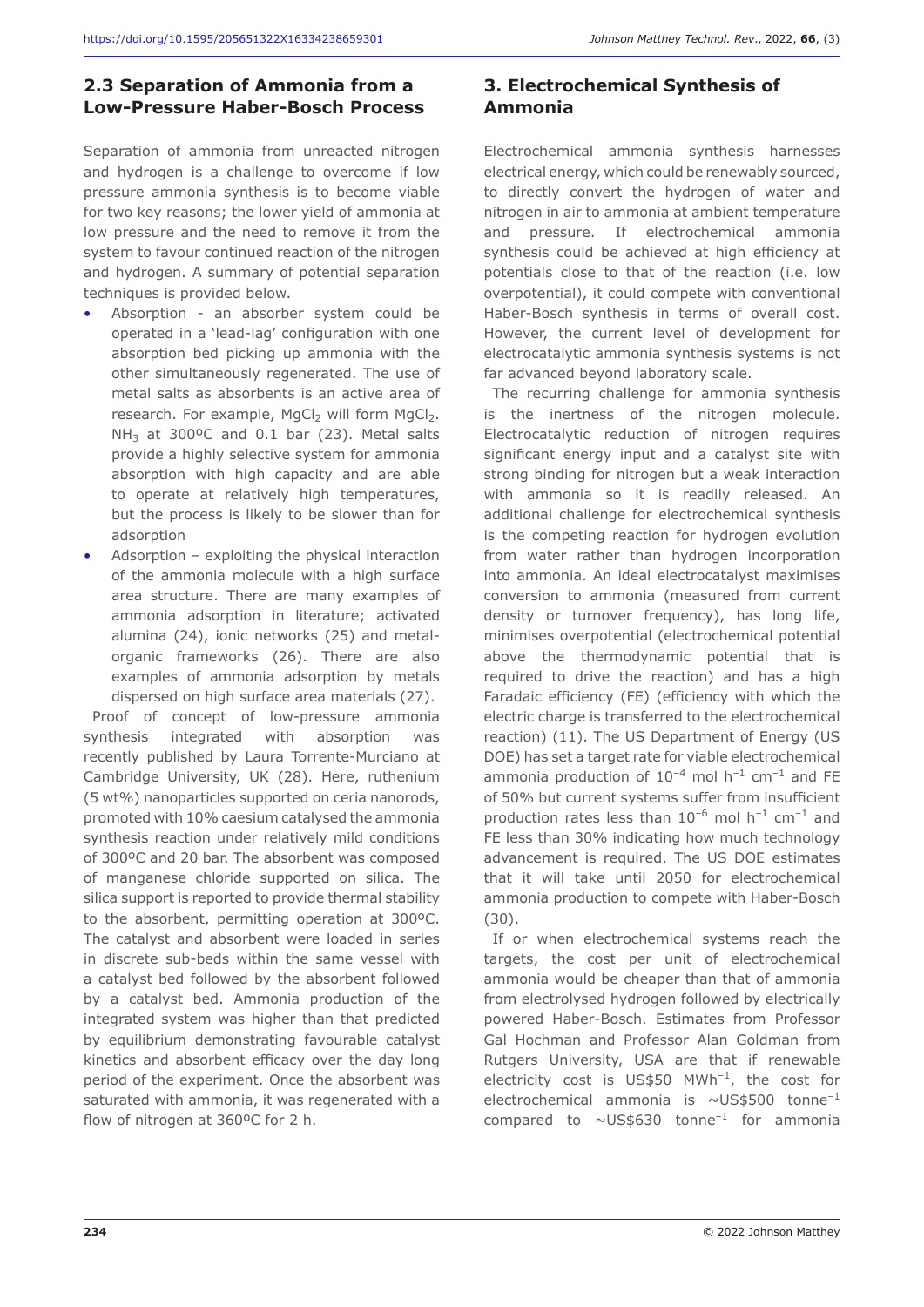## 2.3 Separation of Ammonia from a Low-Pressure Haber-Bosch Process

Separation of ammonia from unreacted nitrogen and hydrogen is a challenge to overcome if low pressure ammonia synthesis is to become viable for two key reasons; the lower yield of ammonia at low pressure and the need to remove it from the system to favour continued reaction of the nitrogen and hydrogen. A summary of potential separation techniques is provided below.

- Absorption - an absorber system could be operated in a 'lead-lag' configuration with one absorption bed picking up ammonia with the other simultaneously regenerated. The use of metal salts as absorbents is an active area of research. For example, $MgCl_2$ will form $MgCl_2.NH_3$ at 300ºC and 0.1 bar (23). Metal salts provide a highly selective system for ammonia absorption with high capacity and are able to operate at relatively high temperatures, but the process is likely to be slower than for adsorption
- Adsorption – exploiting the physical interaction of the ammonia molecule with a high surface area structure. There are many examples of ammonia adsorption in literature; activated alumina (24), ionic networks (25) and metal-organic frameworks (26). There are also examples of ammonia adsorption by metals dispersed on high surface area materials (27).

Proof of concept of low-pressure ammonia synthesis integrated with absorption was recently published by Laura Torrente-Murciano at Cambridge University, UK (28). Here, ruthenium (5 wt%) nanoparticles supported on ceria nanorods, promoted with 10% caesium catalysed the ammonia synthesis reaction under relatively mild conditions of 300ºC and 20 bar. The absorbent was composed of manganese chloride supported on silica. The silica support is reported to provide thermal stability to the absorbent, permitting operation at 300ºC. The catalyst and absorbent were loaded in series in discrete sub-beds within the same vessel with a catalyst bed followed by the absorbent followed by a catalyst bed. Ammonia production of the integrated system was higher than that predicted by equilibrium demonstrating favourable catalyst kinetics and absorbent efficacy over the day long period of the experiment. Once the absorbent was saturated with ammonia, it was regenerated with a flow of nitrogen at 360ºC for 2 h.

## 3. Electrochemical Synthesis of Ammonia

Electrochemical ammonia synthesis harnesses electrical energy, which could be renewably sourced, to directly convert the hydrogen of water and nitrogen in air to ammonia at ambient temperature and pressure. If electrochemical ammonia synthesis could be achieved at high efficiency at potentials close to that of the reaction (i.e. low overpotential), it could compete with conventional Haber-Bosch synthesis in terms of overall cost. However, the current level of development for electrocatalytic ammonia synthesis systems is not far advanced beyond laboratory scale.

The recurring challenge for ammonia synthesis is the inertness of the nitrogen molecule. Electrocatalytic reduction of nitrogen requires significant energy input and a catalyst site with strong binding for nitrogen but a weak interaction with ammonia so it is readily released. An additional challenge for electrochemical synthesis is the competing reaction for hydrogen evolution from water rather than hydrogen incorporation into ammonia. An ideal electrocatalyst maximises conversion to ammonia (measured from current density or turnover frequency), has long life, minimises overpotential (electrochemical potential above the thermodynamic potential that is required to drive the reaction) and has a high Faradaic efficiency (FE) (efficiency with which the electric charge is transferred to the electrochemical reaction) (11). The US Department of Energy (US DOE) has set a target rate for viable electrochemical ammonia production of $10^{-4}$ mol h$^{-1}$ cm$^{-1}$ and FE of 50% but current systems suffer from insufficient production rates less than $10^{-6}$ mol h$^{-1}$ cm$^{-1}$ and FE less than 30% indicating how much technology advancement is required. The US DOE estimates that it will take until 2050 for electrochemical ammonia production to compete with Haber-Bosch (30).

If or when electrochemical systems reach the targets, the cost per unit of electrochemical ammonia would be cheaper than that of ammonia from electrolysed hydrogen followed by electrically powered Haber-Bosch. Estimates from Professor Gal Hochman and Professor Alan Goldman from Rutgers University, USA are that if renewable electricity cost is US\$50 MWh$^{-1}$, the cost for electrochemical ammonia is ~US\$500 tonne$^{-1}$ compared to ~US\$630 tonne$^{-1}$ for ammonia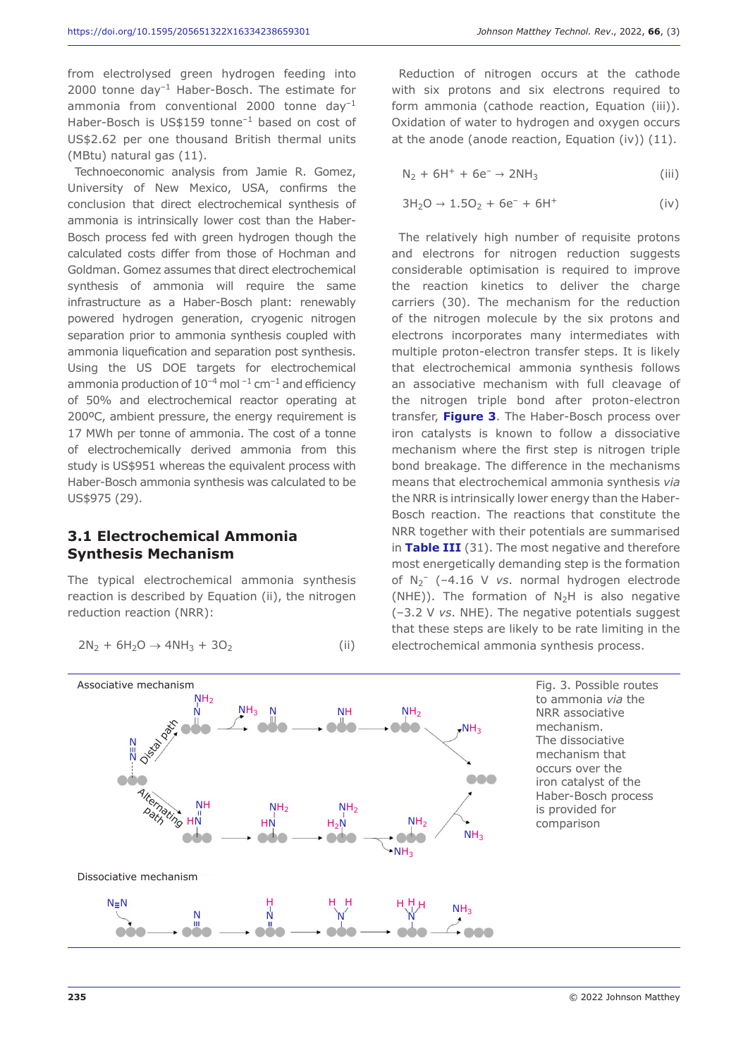from electrolysed green hydrogen feeding into 2000 tonne day$^{-1}$ Haber-Bosch. The estimate for ammonia from conventional 2000 tonne day$^{-1}$ Haber-Bosch is US$159 tonne$^{-1}$ based on cost of US$2.62 per one thousand British thermal units (MBtu) natural gas (11).

Technoeconomic analysis from Jamie R. Gomez, University of New Mexico, USA, confirms the conclusion that direct electrochemical synthesis of ammonia is intrinsically lower cost than the Haber-Bosch process fed with green hydrogen though the calculated costs differ from those of Hochman and Goldman. Gomez assumes that direct electrochemical synthesis of ammonia will require the same infrastructure as a Haber-Bosch plant: renewably powered hydrogen generation, cryogenic nitrogen separation prior to ammonia synthesis coupled with ammonia liquefication and separation post synthesis. Using the US DOE targets for electrochemical ammonia production of $10^{-4}$ mol$^{-1}$ cm$^{-1}$ and efficiency of 50% and electrochemical reactor operating at 200ºC, ambient pressure, the energy requirement is 17 MWh per tonne of ammonia. The cost of a tonne of electrochemically derived ammonia from this study is US$951 whereas the equivalent process with Haber-Bosch ammonia synthesis was calculated to be US$975 (29).

## 3.1 Electrochemical Ammonia Synthesis Mechanism

The typical electrochemical ammonia synthesis reaction is described by Equation (ii), the nitrogen reduction reaction (NRR):

$$2N_2 + 6H_2O \rightarrow 4NH_3 + 3O_2 \quad \text{(ii)}$$

Reduction of nitrogen occurs at the cathode with six protons and six electrons required to form ammonia (cathode reaction, Equation (iii)). Oxidation of water to hydrogen and oxygen occurs at the anode (anode reaction, Equation (iv)) (11).

$$N_2 + 6H^+ + 6e^- \rightarrow 2NH_3 \quad \text{(iii)}$$

$$3H_2O \rightarrow 1.5O_2 + 6e^- + 6H^+ \quad \text{(iv)}$$

The relatively high number of requisite protons and electrons for nitrogen reduction suggests considerable optimisation is required to improve the reaction kinetics to deliver the charge carriers (30). The mechanism for the reduction of the nitrogen molecule by the six protons and electrons incorporates many intermediates with multiple proton-electron transfer steps. It is likely that electrochemical ammonia synthesis follows an associative mechanism with full cleavage of the nitrogen triple bond after proton-electron transfer, **Figure 3**. The Haber-Bosch process over iron catalysts is known to follow a dissociative mechanism where the first step is nitrogen triple bond breakage. The difference in the mechanisms means that electrochemical ammonia synthesis *via* the NRR is intrinsically lower energy than the Haber-Bosch reaction. The reactions that constitute the NRR together with their potentials are summarised in **Table III** (31). The most negative and therefore most energetically demanding step is the formation of $N_2^-$ (–4.16 V *vs.* normal hydrogen electrode (NHE)). The formation of $N_2H$ is also negative (–3.2 V *vs.* NHE). The negative potentials suggest that these steps are likely to be rate limiting in the electrochemical ammonia synthesis process.

Fig. 3. Possible routes to ammonia *via* the NRR associative mechanism. The dissociative mechanism that occurs over the iron catalyst of the Haber-Bosch process is provided for comparison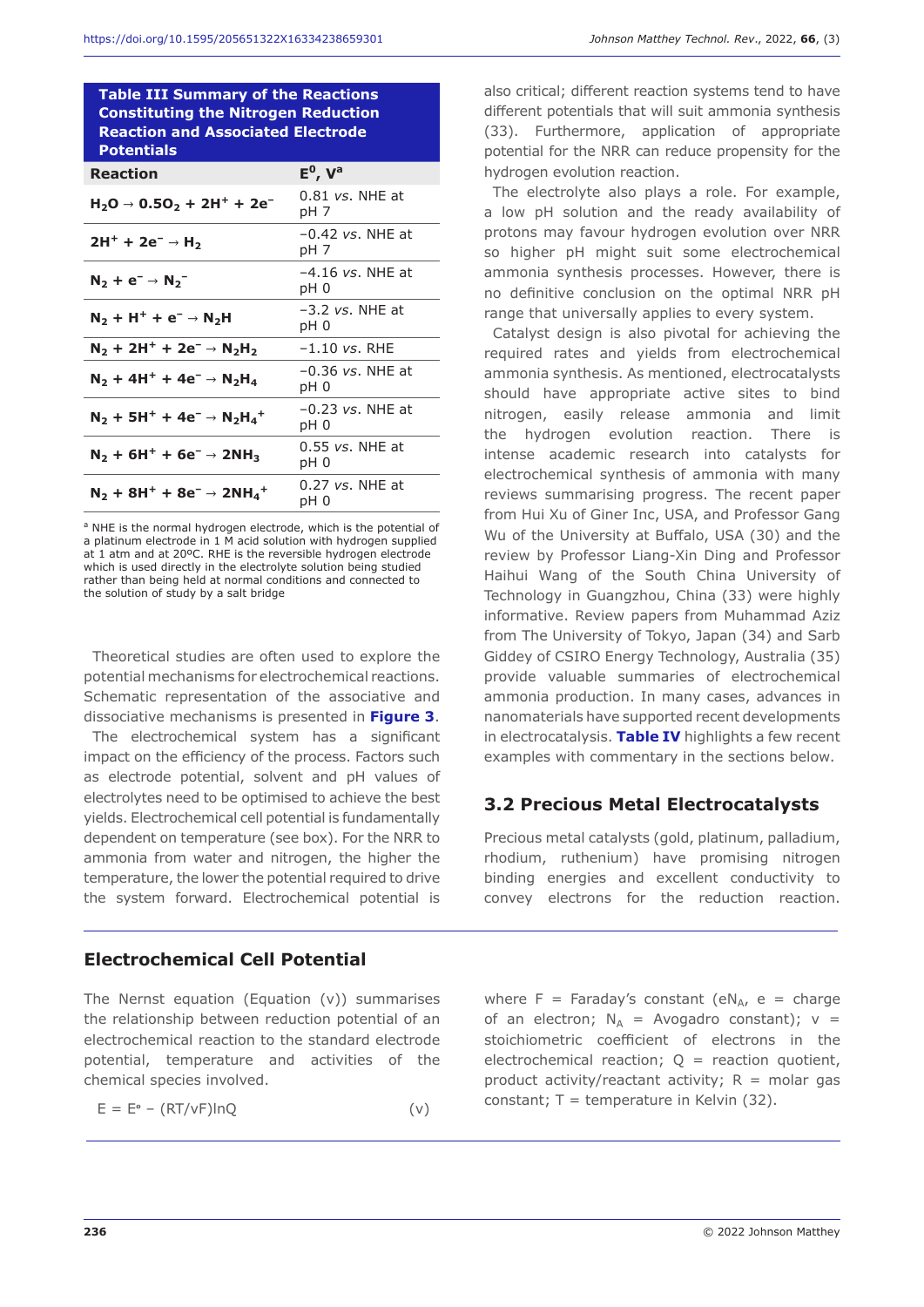**Table III Summary of the Reactions Constituting the Nitrogen Reduction Reaction and Associated Electrode Potentials**

| Reaction | $E^0$, V[a] |
|---|---|
| $H_2O \rightarrow 0.5O_2 + 2H^+ + 2e^-$ | 0.81 *vs.* NHE at pH 7 |
| $2H^+ + 2e^- \rightarrow H_2$ | −0.42 *vs.* NHE at pH 7 |
| $N_2 + e^- \rightarrow N_2^-$ | −4.16 *vs.* NHE at pH 0 |
| $N_2 + H^+ + e^- \rightarrow N_2H$ | −3.2 *vs.* NHE at pH 0 |
| $N_2 + 2H^+ + 2e^- \rightarrow N_2H_2$ | −1.10 *vs.* RHE |
| $N_2 + 4H^+ + 4e^- \rightarrow N_2H_4$ | −0.36 *vs.* NHE at pH 0 |
| $N_2 + 5H^+ + 4e^- \rightarrow N_2H_4^+$ | −0.23 *vs.* NHE at pH 0 |
| $N_2 + 6H^+ + 6e^- \rightarrow 2NH_3$ | 0.55 *vs.* NHE at pH 0 |
| $N_2 + 8H^+ + 8e^- \rightarrow 2NH_4^+$ | 0.27 *vs.* NHE at pH 0 |

[a] NHE is the normal hydrogen electrode, which is the potential of a platinum electrode in 1 M acid solution with hydrogen supplied at 1 atm and at 20ºC. RHE is the reversible hydrogen electrode which is used directly in the electrolyte solution being studied rather than being held at normal conditions and connected to the solution of study by a salt bridge

Theoretical studies are often used to explore the potential mechanisms for electrochemical reactions. Schematic representation of the associative and dissociative mechanisms is presented in **Figure 3**.

The electrochemical system has a significant impact on the efficiency of the process. Factors such as electrode potential, solvent and pH values of electrolytes need to be optimised to achieve the best yields. Electrochemical cell potential is fundamentally dependent on temperature (see box). For the NRR to ammonia from water and nitrogen, the higher the temperature, the lower the potential required to drive the system forward. Electrochemical potential is also critical; different reaction systems tend to have different potentials that will suit ammonia synthesis (33). Furthermore, application of appropriate potential for the NRR can reduce propensity for the hydrogen evolution reaction.

The electrolyte also plays a role. For example, a low pH solution and the ready availability of protons may favour hydrogen evolution over NRR so higher pH might suit some electrochemical ammonia synthesis processes. However, there is no definitive conclusion on the optimal NRR pH range that universally applies to every system.

Catalyst design is also pivotal for achieving the required rates and yields from electrochemical ammonia synthesis. As mentioned, electrocatalysts should have appropriate active sites to bind nitrogen, easily release ammonia and limit the hydrogen evolution reaction. There is intense academic research into catalysts for electrochemical synthesis of ammonia with many reviews summarising progress. The recent paper from Hui Xu of Giner Inc, USA, and Professor Gang Wu of the University at Buffalo, USA (30) and the review by Professor Liang-Xin Ding and Professor Haihui Wang of the South China University of Technology in Guangzhou, China (33) were highly informative. Review papers from Muhammad Aziz from The University of Tokyo, Japan (34) and Sarb Giddey of CSIRO Energy Technology, Australia (35) provide valuable summaries of electrochemical ammonia production. In many cases, advances in nanomaterials have supported recent developments in electrocatalysis. **Table IV** highlights a few recent examples with commentary in the sections below.

## 3.2 Precious Metal Electrocatalysts

Precious metal catalysts (gold, platinum, palladium, rhodium, ruthenium) have promising nitrogen binding energies and excellent conductivity to convey electrons for the reduction reaction.

### Electrochemical Cell Potential

The Nernst equation (Equation (v)) summarises the relationship between reduction potential of an electrochemical reaction to the standard electrode potential, temperature and activities of the chemical species involved.

$$E = E^{\circ} - (RT/vF)\ln Q \qquad \text{(v)}$$

where F = Faraday's constant ($eN_A$, e = charge of an electron; $N_A$ = Avogadro constant); v = stoichiometric coefficient of electrons in the electrochemical reaction; Q = reaction quotient, product activity/reactant activity; R = molar gas constant; T = temperature in Kelvin (32).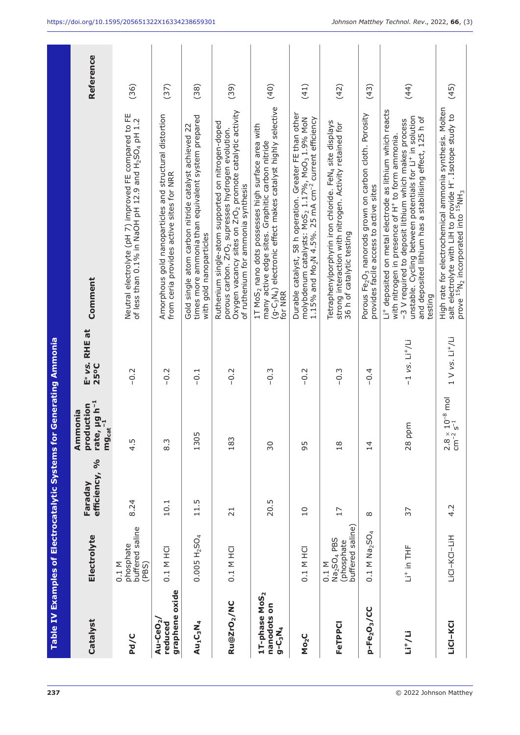**Table IV Examples of Electrocatalytic Systems for Generating Ammonia**

| Catalyst | Electrolyte | Faraday efficiency, % | Ammonia production rate, μg $h^{-1}$ $mg_{cat}^{-1}$ | E° *vs.* RHE at 25°C | Comment | Reference |
|---|---|---|---|---|---|---|
| **Pd/C** | 0.1 M phosphate buffered saline (PBS) | 8.24 | 4.5 | –0.2 | Neutral electrolyte (pH 7) improved FE compared to FE of less than 0.1% in NaOH pH 12.9 and $H_2SO_4$ pH 1.2 | (36) |
| **Au-$CeO_2$/reduced graphene oxide** | 0.1 M HCl | 10.1 | 8.3 | –0.2 | Amorphous gold nanoparticles and structural distortion from ceria provides active sites for NRR | (37) |
| **$Au_1C_3N_4$** | 0.005 $H_2SO_4$ | 11.5 | 1305 | –0.1 | Gold single atom carbon nitride catalyst achieved 22 times more ammonia than equivalent system prepared with gold nanoparticles | (38) |
| **Ru@$ZrO_2$/NC** | 0.1 M HCl | 21 | 183 | –0.2 | Ruthenium single-atom supported on nitrogen-doped porous carbon. $ZrO_2$ supresses hydrogen evolution. Oxygen vacancy sites on $ZrO_2$ promote catalytic activity of ruthenium for ammonia synthesis | (39) |
| **1T-phase $MoS_2$ nanodots on g-$C_3N_4$** | | 20.5 | 30 | –0.3 | 1T $MoS_2$ nano dots possesses high surface area with many active edge sites. Graphitic carbon nitride (g-$C_3N_4$) electronic effect makes catalyst highly selective for NRR | (40) |
| **$Mo_2C$** | 0.1 M HCl | 10 | 95 | –0.2 | Durable catalyst, 58 h operation. Greater FE than other molybdenum catalysts: $MoS_2$ 1.17%, $MoO_3$ 1.9% MoN 1.15% and $Mo_2N$ 4.5%. 25 mA $cm^{-2}$ current efficiency | (41) |
| **FeTPPCl** | 0.1 M $Na_2SO_4$ PBS (phosphate buffered saline) | 17 | 18 | –0.3 | Tetraphenylporphyrin iron chloride. $FeN_4$ site displays strong interaction with nitrogen. Activity retained for 36 h of catalytic testing | (42) |
| **p-$Fe_2O_3$/CC** | 0.1 M $Na_2SO_4$ | 8 | 14 | –0.4 | Porous $Fe_2O_3$ nanorods grown on carbon cloth. Porosity provides facile access to active sites | (43) |
| **$Li^+$/Li** | $Li^+$ in THF | 37 | 28 ppm | –1 *vs.* $Li^+$/Li | $Li^+$ deposited on metal electrode as lithium which reacts with nitrogen in presence of $H^+$ to form ammonia. –3 V required to deposit lithium which makes process unstable. Cycling between potentials for $Li^+$ in solution and deposited lithium has a stabilising effect, 125 h of testing | (44) |
| **LiCl-KCl** | LiCl–KCl–LiH | 4.2 | $2.8 \times 10^{-8}$ mol $cm^{-2}$ $s^{-1}$ | 1 V *vs.* $Li^+$/Li | High rate for electrochemical ammonia synthesis. Molten salt electrolyte with LiH to provide $H^-$. Isotope study to prove $^{15}N_2$ incorporated into $^{15}NH_3$ | (45) |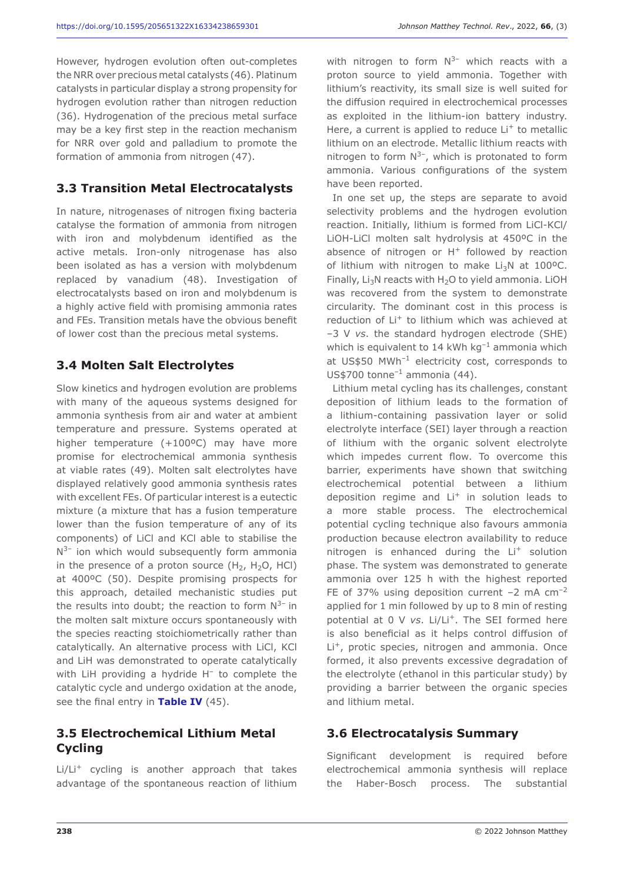However, hydrogen evolution often out-completes the NRR over precious metal catalysts (46). Platinum catalysts in particular display a strong propensity for hydrogen evolution rather than nitrogen reduction (36). Hydrogenation of the precious metal surface may be a key first step in the reaction mechanism for NRR over gold and palladium to promote the formation of ammonia from nitrogen (47).

### 3.3 Transition Metal Electrocatalysts

In nature, nitrogenases of nitrogen fixing bacteria catalyse the formation of ammonia from nitrogen with iron and molybdenum identified as the active metals. Iron-only nitrogenase has also been isolated as has a version with molybdenum replaced by vanadium (48). Investigation of electrocatalysts based on iron and molybdenum is a highly active field with promising ammonia rates and FEs. Transition metals have the obvious benefit of lower cost than the precious metal systems.

### 3.4 Molten Salt Electrolytes

Slow kinetics and hydrogen evolution are problems with many of the aqueous systems designed for ammonia synthesis from air and water at ambient temperature and pressure. Systems operated at higher temperature (+100ºC) may have more promise for electrochemical ammonia synthesis at viable rates (49). Molten salt electrolytes have displayed relatively good ammonia synthesis rates with excellent FEs. Of particular interest is a eutectic mixture (a mixture that has a fusion temperature lower than the fusion temperature of any of its components) of LiCl and KCl able to stabilise the $N^{3-}$ ion which would subsequently form ammonia in the presence of a proton source ($H_2$, $H_2O$, HCl) at 400ºC (50). Despite promising prospects for this approach, detailed mechanistic studies put the results into doubt; the reaction to form $N^{3-}$ in the molten salt mixture occurs spontaneously with the species reacting stoichiometrically rather than catalytically. An alternative process with LiCl, KCl and LiH was demonstrated to operate catalytically with LiH providing a hydride $H^-$ to complete the catalytic cycle and undergo oxidation at the anode, see the final entry in **Table IV** (45).

### 3.5 Electrochemical Lithium Metal Cycling

$Li/Li^+$ cycling is another approach that takes advantage of the spontaneous reaction of lithium with nitrogen to form $N^{3-}$ which reacts with a proton source to yield ammonia. Together with lithium's reactivity, its small size is well suited for the diffusion required in electrochemical processes as exploited in the lithium-ion battery industry. Here, a current is applied to reduce $Li^+$ to metallic lithium on an electrode. Metallic lithium reacts with nitrogen to form $N^{3-}$, which is protonated to form ammonia. Various configurations of the system have been reported.

In one set up, the steps are separate to avoid selectivity problems and the hydrogen evolution reaction. Initially, lithium is formed from LiCl-KCl/LiOH-LiCl molten salt hydrolysis at 450ºC in the absence of nitrogen or $H^+$ followed by reaction of lithium with nitrogen to make $Li_3N$ at 100ºC. Finally, $Li_3N$ reacts with $H_2O$ to yield ammonia. LiOH was recovered from the system to demonstrate circularity. The dominant cost in this process is reduction of $Li^+$ to lithium which was achieved at –3 V *vs.* the standard hydrogen electrode (SHE) which is equivalent to 14 kWh $kg^{-1}$ ammonia which at US\$50 $MWh^{-1}$ electricity cost, corresponds to US\$700 $tonne^{-1}$ ammonia (44).

Lithium metal cycling has its challenges, constant deposition of lithium leads to the formation of a lithium-containing passivation layer or solid electrolyte interface (SEI) layer through a reaction of lithium with the organic solvent electrolyte which impedes current flow. To overcome this barrier, experiments have shown that switching electrochemical potential between a lithium deposition regime and $Li^+$ in solution leads to a more stable process. The electrochemical potential cycling technique also favours ammonia production because electron availability to reduce nitrogen is enhanced during the $Li^+$ solution phase. The system was demonstrated to generate ammonia over 125 h with the highest reported FE of 37% using deposition current –2 mA $cm^{-2}$ applied for 1 min followed by up to 8 min of resting potential at 0 V *vs.* $Li/Li^+$. The SEI formed here is also beneficial as it helps control diffusion of $Li^+$, protic species, nitrogen and ammonia. Once formed, it also prevents excessive degradation of the electrolyte (ethanol in this particular study) by providing a barrier between the organic species and lithium metal.

### 3.6 Electrocatalysis Summary

Significant development is required before electrochemical ammonia synthesis will replace the Haber-Bosch process. The substantial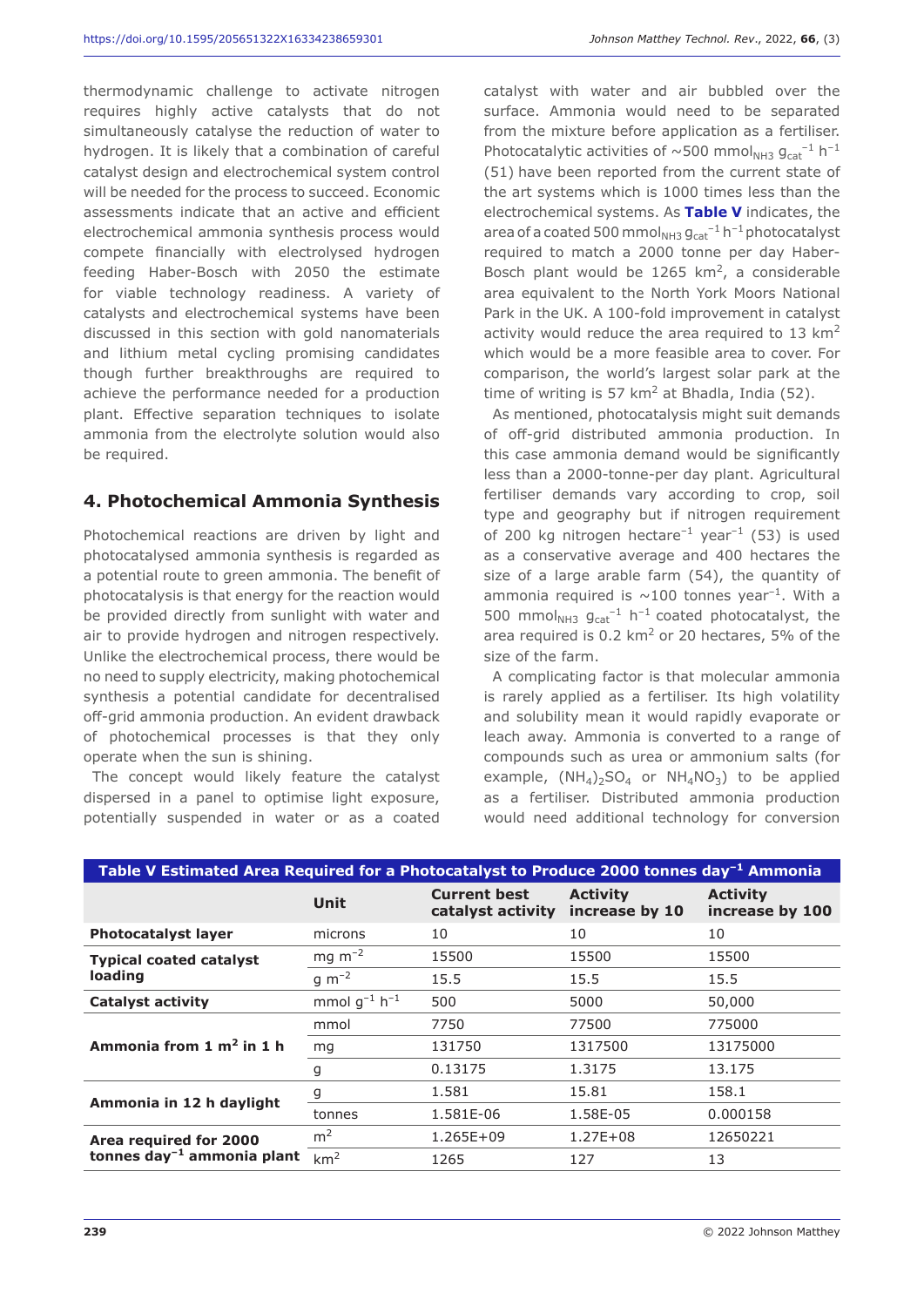thermodynamic challenge to activate nitrogen requires highly active catalysts that do not simultaneously catalyse the reduction of water to hydrogen. It is likely that a combination of careful catalyst design and electrochemical system control will be needed for the process to succeed. Economic assessments indicate that an active and efficient electrochemical ammonia synthesis process would compete financially with electrolysed hydrogen feeding Haber-Bosch with 2050 the estimate for viable technology readiness. A variety of catalysts and electrochemical systems have been discussed in this section with gold nanomaterials and lithium metal cycling promising candidates though further breakthroughs are required to achieve the performance needed for a production plant. Effective separation techniques to isolate ammonia from the electrolyte solution would also be required.

## 4. Photochemical Ammonia Synthesis

Photochemical reactions are driven by light and photocatalysed ammonia synthesis is regarded as a potential route to green ammonia. The benefit of photocatalysis is that energy for the reaction would be provided directly from sunlight with water and air to provide hydrogen and nitrogen respectively. Unlike the electrochemical process, there would be no need to supply electricity, making photochemical synthesis a potential candidate for decentralised off-grid ammonia production. An evident drawback of photochemical processes is that they only operate when the sun is shining.

The concept would likely feature the catalyst dispersed in a panel to optimise light exposure, potentially suspended in water or as a coated catalyst with water and air bubbled over the surface. Ammonia would need to be separated from the mixture before application as a fertiliser. Photocatalytic activities of ~500 $mmol_{NH3}\ g_{cat}^{-1}\ h^{-1}$ (51) have been reported from the current state of the art systems which is 1000 times less than the electrochemical systems. As **Table V** indicates, the area of a coated 500 $mmol_{NH3}\ g_{cat}^{-1}\ h^{-1}$ photocatalyst required to match a 2000 tonne per day Haber-Bosch plant would be 1265 $km^2$, a considerable area equivalent to the North York Moors National Park in the UK. A 100-fold improvement in catalyst activity would reduce the area required to 13 $km^2$ which would be a more feasible area to cover. For comparison, the world's largest solar park at the time of writing is 57 $km^2$ at Bhadla, India (52).

As mentioned, photocatalysis might suit demands of off-grid distributed ammonia production. In this case ammonia demand would be significantly less than a 2000-tonne-per day plant. Agricultural fertiliser demands vary according to crop, soil type and geography but if nitrogen requirement of 200 kg nitrogen $hectare^{-1}\ year^{-1}$ (53) is used as a conservative average and 400 hectares the size of a large arable farm (54), the quantity of ammonia required is ~100 tonnes $year^{-1}$. With a 500 $mmol_{NH3}\ g_{cat}^{-1}\ h^{-1}$ coated photocatalyst, the area required is 0.2 $km^2$ or 20 hectares, 5% of the size of the farm.

A complicating factor is that molecular ammonia is rarely applied as a fertiliser. Its high volatility and solubility mean it would rapidly evaporate or leach away. Ammonia is converted to a range of compounds such as urea or ammonium salts (for example, $(NH_4)_2SO_4$ or $NH_4NO_3$) to be applied as a fertiliser. Distributed ammonia production would need additional technology for conversion

**Table V Estimated Area Required for a Photocatalyst to Produce 2000 tonnes $day^{-1}$ Ammonia**

| | Unit | Current best catalyst activity | Activity increase by 10 | Activity increase by 100 |
|---|---|---|---|---|
| **Photocatalyst layer** | microns | 10 | 10 | 10 |
| **Typical coated catalyst loading** | mg $m^{-2}$ | 15500 | 15500 | 15500 |
| | g $m^{-2}$ | 15.5 | 15.5 | 15.5 |
| **Catalyst activity** | mmol $g^{-1}\ h^{-1}$ | 500 | 5000 | 50,000 |
| **Ammonia from 1 $m^2$ in 1 h** | mmol | 7750 | 77500 | 775000 |
| | mg | 131750 | 1317500 | 13175000 |
| | g | 0.13175 | 1.3175 | 13.175 |
| **Ammonia in 12 h daylight** | g | 1.581 | 15.81 | 158.1 |
| | tonnes | 1.581E-06 | 1.58E-05 | 0.000158 |
| **Area required for 2000 tonnes $day^{-1}$ ammonia plant** | $m^2$ | 1.265E+09 | 1.27E+08 | 12650221 |
| | $km^2$ | 1265 | 127 | 13 |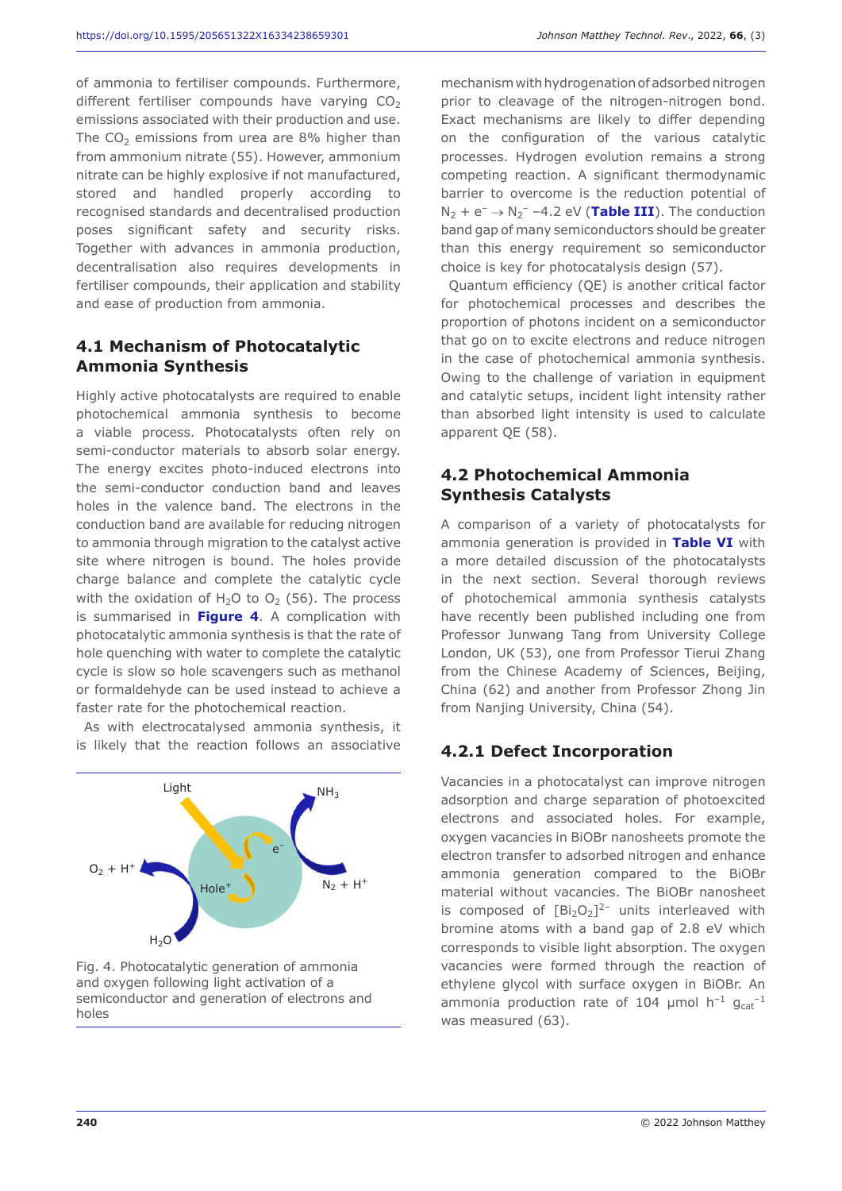of ammonia to fertiliser compounds. Furthermore, different fertiliser compounds have varying $CO_2$ emissions associated with their production and use. The $CO_2$ emissions from urea are 8% higher than from ammonium nitrate (55). However, ammonium nitrate can be highly explosive if not manufactured, stored and handled properly according to recognised standards and decentralised production poses significant safety and security risks. Together with advances in ammonia production, decentralisation also requires developments in fertiliser compounds, their application and stability and ease of production from ammonia.

### 4.1 Mechanism of Photocatalytic Ammonia Synthesis

Highly active photocatalysts are required to enable photochemical ammonia synthesis to become a viable process. Photocatalysts often rely on semi-conductor materials to absorb solar energy. The energy excites photo-induced electrons into the semi-conductor conduction band and leaves holes in the valence band. The electrons in the conduction band are available for reducing nitrogen to ammonia through migration to the catalyst active site where nitrogen is bound. The holes provide charge balance and complete the catalytic cycle with the oxidation of $H_2O$ to $O_2$ (56). The process is summarised in **Figure 4**. A complication with photocatalytic ammonia synthesis is that the rate of hole quenching with water to complete the catalytic cycle is slow so hole scavengers such as methanol or formaldehyde can be used instead to achieve a faster rate for the photochemical reaction.

As with electrocatalysed ammonia synthesis, it is likely that the reaction follows an associative mechanism with hydrogenation of adsorbed nitrogen prior to cleavage of the nitrogen-nitrogen bond. Exact mechanisms are likely to differ depending on the configuration of the various catalytic processes. Hydrogen evolution remains a strong competing reaction. A significant thermodynamic barrier to overcome is the reduction potential of $N_2 + e^- \rightarrow N_2^-$ −4.2 eV (**Table III**). The conduction band gap of many semiconductors should be greater than this energy requirement so semiconductor choice is key for photocatalysis design (57).

Fig. 4. Photocatalytic generation of ammonia and oxygen following light activation of a semiconductor and generation of electrons and holes

Quantum efficiency (QE) is another critical factor for photochemical processes and describes the proportion of photons incident on a semiconductor that go on to excite electrons and reduce nitrogen in the case of photochemical ammonia synthesis. Owing to the challenge of variation in equipment and catalytic setups, incident light intensity rather than absorbed light intensity is used to calculate apparent QE (58).

### 4.2 Photochemical Ammonia Synthesis Catalysts

A comparison of a variety of photocatalysts for ammonia generation is provided in **Table VI** with a more detailed discussion of the photocatalysts in the next section. Several thorough reviews of photochemical ammonia synthesis catalysts have recently been published including one from Professor Junwang Tang from University College London, UK (53), one from Professor Tierui Zhang from the Chinese Academy of Sciences, Beijing, China (62) and another from Professor Zhong Jin from Nanjing University, China (54).

#### 4.2.1 Defect Incorporation

Vacancies in a photocatalyst can improve nitrogen adsorption and charge separation of photoexcited electrons and associated holes. For example, oxygen vacancies in BiOBr nanosheets promote the electron transfer to adsorbed nitrogen and enhance ammonia generation compared to the BiOBr material without vacancies. The BiOBr nanosheet is composed of $[Bi_2O_2]^{2-}$ units interleaved with bromine atoms with a band gap of 2.8 eV which corresponds to visible light absorption. The oxygen vacancies were formed through the reaction of ethylene glycol with surface oxygen in BiOBr. An ammonia production rate of 104 μmol $h^{-1}$ $g_{cat}^{-1}$ was measured (63).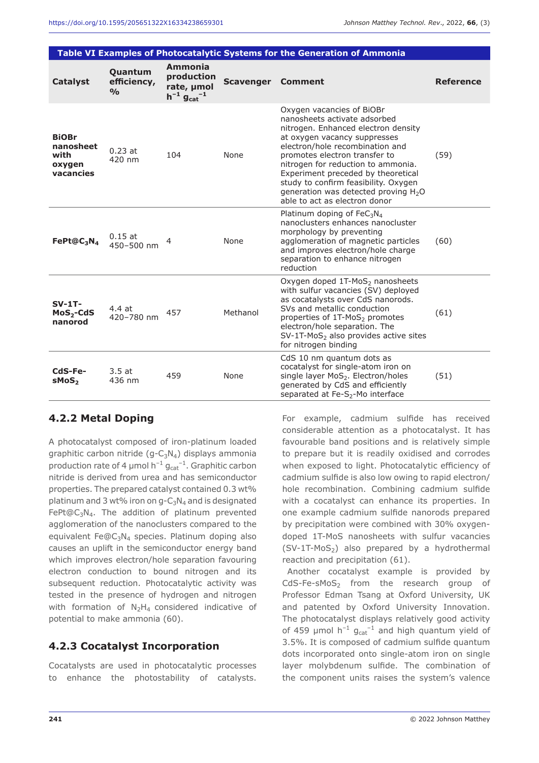**Table VI Examples of Photocatalytic Systems for the Generation of Ammonia**

| Catalyst | Quantum efficiency, % | Ammonia production rate, μmol $h^{-1}$ $g_{cat}^{-1}$ | Scavenger | Comment | Reference |
|---|---|---|---|---|---|
| **BiOBr nanosheet with oxygen vacancies** | 0.23 at 420 nm | 104 | None | Oxygen vacancies of BiOBr nanosheets activate adsorbed nitrogen. Enhanced electron density at oxygen vacancy suppresses electron/hole recombination and promotes electron transfer to nitrogen for reduction to ammonia. Experiment preceded by theoretical study to confirm feasibility. Oxygen generation was detected proving $H_2O$ able to act as electron donor | (59) |
| **$FePt@C_3N_4$** | 0.15 at 450–500 nm | 4 | None | Platinum doping of $FeC_3N_4$ nanoclusters enhances nanocluster morphology by preventing agglomeration of magnetic particles and improves electron/hole charge separation to enhance nitrogen reduction | (60) |
| **SV-1T-$MoS_2$-CdS nanorod** | 4.4 at 420–780 nm | 457 | Methanol | Oxygen doped 1T-$MoS_2$ nanosheets with sulfur vacancies (SV) deployed as cocatalysts over CdS nanorods. SVs and metallic conduction properties of 1T-$MoS_2$ promotes electron/hole separation. The SV-1T-$MoS_2$ also provides active sites for nitrogen binding | (61) |
| **CdS-Fe-s$MoS_2$** | 3.5 at 436 nm | 459 | None | CdS 10 nm quantum dots as cocatalyst for single-atom iron on single layer $MoS_2$. Electron/holes generated by CdS and efficiently separated at Fe-$S_2$-Mo interface | (51) |

### 4.2.2 Metal Doping

A photocatalyst composed of iron-platinum loaded graphitic carbon nitride (g-$C_3N_4$) displays ammonia production rate of 4 μmol $h^{-1}$ $g_{cat}^{-1}$. Graphitic carbon nitride is derived from urea and has semiconductor properties. The prepared catalyst contained 0.3 wt% platinum and 3 wt% iron on g-$C_3N_4$ and is designated $FePt@C_3N_4$. The addition of platinum prevented agglomeration of the nanoclusters compared to the equivalent $Fe@C_3N_4$ species. Platinum doping also causes an uplift in the semiconductor energy band which improves electron/hole separation favouring electron conduction to bound nitrogen and its subsequent reduction. Photocatalytic activity was tested in the presence of hydrogen and nitrogen with formation of $N_2H_4$ considered indicative of potential to make ammonia (60).

### 4.2.3 Cocatalyst Incorporation

Cocatalysts are used in photocatalytic processes to enhance the photostability of catalysts. For example, cadmium sulfide has received considerable attention as a photocatalyst. It has favourable band positions and is relatively simple to prepare but it is readily oxidised and corrodes when exposed to light. Photocatalytic efficiency of cadmium sulfide is also low owing to rapid electron/hole recombination. Combining cadmium sulfide with a cocatalyst can enhance its properties. In one example cadmium sulfide nanorods prepared by precipitation were combined with 30% oxygen-doped 1T-MoS nanosheets with sulfur vacancies (SV-1T-$MoS_2$) also prepared by a hydrothermal reaction and precipitation (61).

Another cocatalyst example is provided by CdS-Fe-s$MoS_2$ from the research group of Professor Edman Tsang at Oxford University, UK and patented by Oxford University Innovation. The photocatalyst displays relatively good activity of 459 μmol $h^{-1}$ $g_{cat}^{-1}$ and high quantum yield of 3.5%. It is composed of cadmium sulfide quantum dots incorporated onto single-atom iron on single layer molybdenum sulfide. The combination of the component units raises the system's valence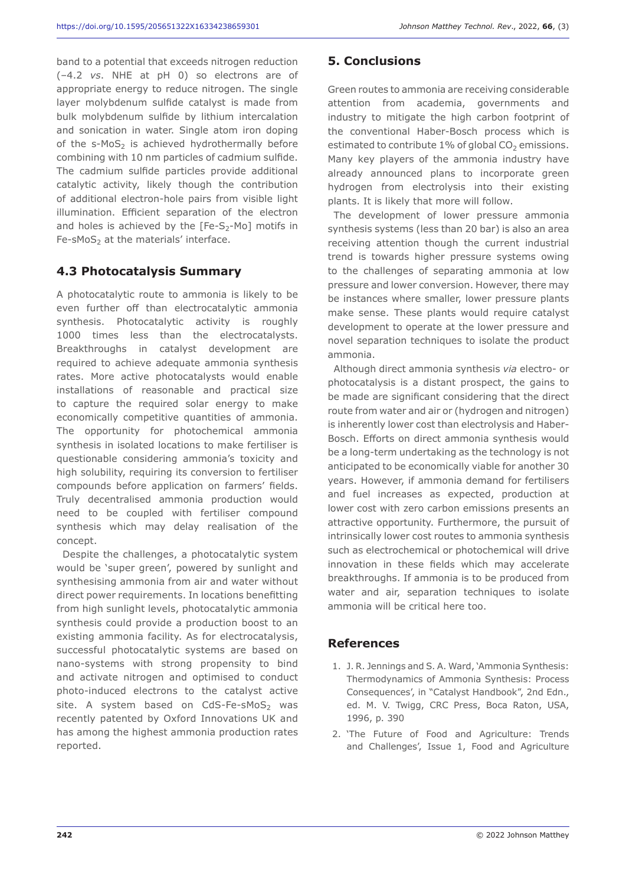band to a potential that exceeds nitrogen reduction (–4.2 *vs*. NHE at pH 0) so electrons are of appropriate energy to reduce nitrogen. The single layer molybdenum sulfide catalyst is made from bulk molybdenum sulfide by lithium intercalation and sonication in water. Single atom iron doping of the s-$MoS_2$ is achieved hydrothermally before combining with 10 nm particles of cadmium sulfide. The cadmium sulfide particles provide additional catalytic activity, likely though the contribution of additional electron-hole pairs from visible light illumination. Efficient separation of the electron and holes is achieved by the [Fe-$S_2$-Mo] motifs in Fe-s$MoS_2$ at the materials' interface.

### 4.3 Photocatalysis Summary

A photocatalytic route to ammonia is likely to be even further off than electrocatalytic ammonia synthesis. Photocatalytic activity is roughly 1000 times less than the electrocatalysts. Breakthroughs in catalyst development are required to achieve adequate ammonia synthesis rates. More active photocatalysts would enable installations of reasonable and practical size to capture the required solar energy to make economically competitive quantities of ammonia. The opportunity for photochemical ammonia synthesis in isolated locations to make fertiliser is questionable considering ammonia's toxicity and high solubility, requiring its conversion to fertiliser compounds before application on farmers' fields. Truly decentralised ammonia production would need to be coupled with fertiliser compound synthesis which may delay realisation of the concept.

Despite the challenges, a photocatalytic system would be 'super green', powered by sunlight and synthesising ammonia from air and water without direct power requirements. In locations benefitting from high sunlight levels, photocatalytic ammonia synthesis could provide a production boost to an existing ammonia facility. As for electrocatalysis, successful photocatalytic systems are based on nano-systems with strong propensity to bind and activate nitrogen and optimised to conduct photo-induced electrons to the catalyst active site. A system based on CdS-Fe-s$MoS_2$ was recently patented by Oxford Innovations UK and has among the highest ammonia production rates reported.

## 5. Conclusions

Green routes to ammonia are receiving considerable attention from academia, governments and industry to mitigate the high carbon footprint of the conventional Haber-Bosch process which is estimated to contribute 1% of global $CO_2$ emissions. Many key players of the ammonia industry have already announced plans to incorporate green hydrogen from electrolysis into their existing plants. It is likely that more will follow.

The development of lower pressure ammonia synthesis systems (less than 20 bar) is also an area receiving attention though the current industrial trend is towards higher pressure systems owing to the challenges of separating ammonia at low pressure and lower conversion. However, there may be instances where smaller, lower pressure plants make sense. These plants would require catalyst development to operate at the lower pressure and novel separation techniques to isolate the product ammonia.

Although direct ammonia synthesis *via* electro- or photocatalysis is a distant prospect, the gains to be made are significant considering that the direct route from water and air or (hydrogen and nitrogen) is inherently lower cost than electrolysis and Haber-Bosch. Efforts on direct ammonia synthesis would be a long-term undertaking as the technology is not anticipated to be economically viable for another 30 years. However, if ammonia demand for fertilisers and fuel increases as expected, production at lower cost with zero carbon emissions presents an attractive opportunity. Furthermore, the pursuit of intrinsically lower cost routes to ammonia synthesis such as electrochemical or photochemical will drive innovation in these fields which may accelerate breakthroughs. If ammonia is to be produced from water and air, separation techniques to isolate ammonia will be critical here too.

## References

1. J. R. Jennings and S. A. Ward, 'Ammonia Synthesis: Thermodynamics of Ammonia Synthesis: Process Consequences', in "Catalyst Handbook", 2nd Edn., ed. M. V. Twigg, CRC Press, Boca Raton, USA, 1996, p. 390
2. 'The Future of Food and Agriculture: Trends and Challenges', Issue 1, Food and Agriculture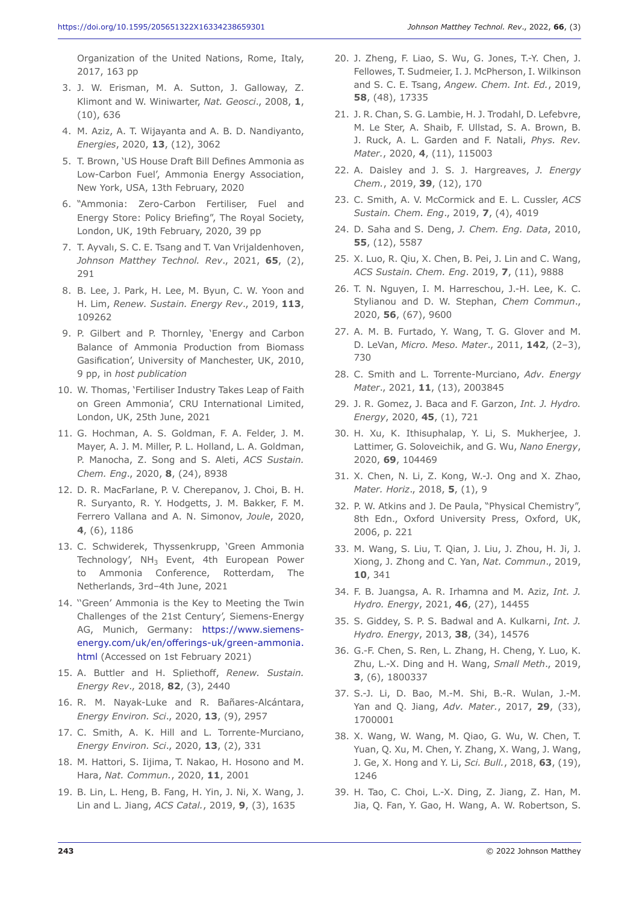Organization of the United Nations, Rome, Italy, 2017, 163 pp

3. J. W. Erisman, M. A. Sutton, J. Galloway, Z. Klimont and W. Winiwarter, *Nat. Geosci*., 2008, **1**, (10), 636
4. M. Aziz, A. T. Wijayanta and A. B. D. Nandiyanto, *Energies*, 2020, **13**, (12), 3062
5. T. Brown, 'US House Draft Bill Defines Ammonia as Low-Carbon Fuel', Ammonia Energy Association, New York, USA, 13th February, 2020
6. "Ammonia: Zero-Carbon Fertiliser, Fuel and Energy Store: Policy Briefing", The Royal Society, London, UK, 19th February, 2020, 39 pp
7. T. Ayvalı, S. C. E. Tsang and T. Van Vrijaldenhoven, *Johnson Matthey Technol. Rev*., 2021, **65**, (2), 291
8. B. Lee, J. Park, H. Lee, M. Byun, C. W. Yoon and H. Lim, *Renew. Sustain. Energy Rev*., 2019, **113**, 109262
9. P. Gilbert and P. Thornley, 'Energy and Carbon Balance of Ammonia Production from Biomass Gasification', University of Manchester, UK, 2010, 9 pp, in *host publication*
10. W. Thomas, 'Fertiliser Industry Takes Leap of Faith on Green Ammonia', CRU International Limited, London, UK, 25th June, 2021
11. G. Hochman, A. S. Goldman, F. A. Felder, J. M. Mayer, A. J. M. Miller, P. L. Holland, L. A. Goldman, P. Manocha, Z. Song and S. Aleti, *ACS Sustain. Chem. Eng*., 2020, **8**, (24), 8938
12. D. R. MacFarlane, P. V. Cherepanov, J. Choi, B. H. R. Suryanto, R. Y. Hodgetts, J. M. Bakker, F. M. Ferrero Vallana and A. N. Simonov, *Joule*, 2020, **4**, (6), 1186
13. C. Schwiderek, Thyssenkrupp, 'Green Ammonia Technology', $NH_3$ Event, 4th European Power to Ammonia Conference, Rotterdam, The Netherlands, 3rd–4th June, 2021
14. "'Green' Ammonia is the Key to Meeting the Twin Challenges of the 21st Century', Siemens-Energy AG, Munich, Germany: https://www.siemens-energy.com/uk/en/offerings-uk/green-ammonia.html (Accessed on 1st February 2021)
15. A. Buttler and H. Spliethoff, *Renew. Sustain. Energy Rev*., 2018, **82**, (3), 2440
16. R. M. Nayak-Luke and R. Bañares-Alcántara, *Energy Environ. Sci*., 2020, **13**, (9), 2957
17. C. Smith, A. K. Hill and L. Torrente-Murciano, *Energy Environ. Sci*., 2020, **13**, (2), 331
18. M. Hattori, S. Iijima, T. Nakao, H. Hosono and M. Hara, *Nat. Commun.*, 2020, **11**, 2001
19. B. Lin, L. Heng, B. Fang, H. Yin, J. Ni, X. Wang, J. Lin and L. Jiang, *ACS Catal.*, 2019, **9**, (3), 1635
20. J. Zheng, F. Liao, S. Wu, G. Jones, T.-Y. Chen, J. Fellowes, T. Sudmeier, I. J. McPherson, I. Wilkinson and S. C. E. Tsang, *Angew. Chem. Int. Ed.*, 2019, **58**, (48), 17335
21. J. R. Chan, S. G. Lambie, H. J. Trodahl, D. Lefebvre, M. Le Ster, A. Shaib, F. Ullstad, S. A. Brown, B. J. Ruck, A. L. Garden and F. Natali, *Phys. Rev. Mater.*, 2020, **4**, (11), 115003
22. A. Daisley and J. S. J. Hargreaves, *J. Energy Chem.*, 2019, **39**, (12), 170
23. C. Smith, A. V. McCormick and E. L. Cussler, *ACS Sustain. Chem. Eng*., 2019, **7**, (4), 4019
24. D. Saha and S. Deng, *J. Chem. Eng. Data*, 2010, **55**, (12), 5587
25. X. Luo, R. Qiu, X. Chen, B. Pei, J. Lin and C. Wang, *ACS Sustain. Chem. Eng*. 2019, **7**, (11), 9888
26. T. N. Nguyen, I. M. Harreschou, J.-H. Lee, K. C. Stylianou and D. W. Stephan, *Chem Commun*., 2020, **56**, (67), 9600
27. A. M. B. Furtado, Y. Wang, T. G. Glover and M. D. LeVan, *Micro. Meso. Mater*., 2011, **142**, (2–3), 730
28. C. Smith and L. Torrente-Murciano, *Adv. Energy Mater*., 2021, **11**, (13), 2003845
29. J. R. Gomez, J. Baca and F. Garzon, *Int. J. Hydro. Energy*, 2020, **45**, (1), 721
30. H. Xu, K. Ithisuphalap, Y. Li, S. Mukherjee, J. Lattimer, G. Soloveichik, and G. Wu, *Nano Energy*, 2020, **69**, 104469
31. X. Chen, N. Li, Z. Kong, W.-J. Ong and X. Zhao, *Mater. Horiz*., 2018, **5**, (1), 9
32. P. W. Atkins and J. De Paula, "Physical Chemistry", 8th Edn., Oxford University Press, Oxford, UK, 2006, p. 221
33. M. Wang, S. Liu, T. Qian, J. Liu, J. Zhou, H. Ji, J. Xiong, J. Zhong and C. Yan, *Nat. Commun*., 2019, **10**, 341
34. F. B. Juangsa, A. R. Irhamna and M. Aziz, *Int. J. Hydro. Energy*, 2021, **46**, (27), 14455
35. S. Giddey, S. P. S. Badwal and A. Kulkarni, *Int. J. Hydro. Energy*, 2013, **38**, (34), 14576
36. G.-F. Chen, S. Ren, L. Zhang, H. Cheng, Y. Luo, K. Zhu, L.-X. Ding and H. Wang, *Small Meth*., 2019, **3**, (6), 1800337
37. S.-J. Li, D. Bao, M.-M. Shi, B.-R. Wulan, J.-M. Yan and Q. Jiang, *Adv. Mater.*, 2017, **29**, (33), 1700001
38. X. Wang, W. Wang, M. Qiao, G. Wu, W. Chen, T. Yuan, Q. Xu, M. Chen, Y. Zhang, X. Wang, J. Wang, J. Ge, X. Hong and Y. Li, *Sci. Bull.*, 2018, **63**, (19), 1246
39. H. Tao, C. Choi, L.-X. Ding, Z. Jiang, Z. Han, M. Jia, Q. Fan, Y. Gao, H. Wang, A. W. Robertson, S.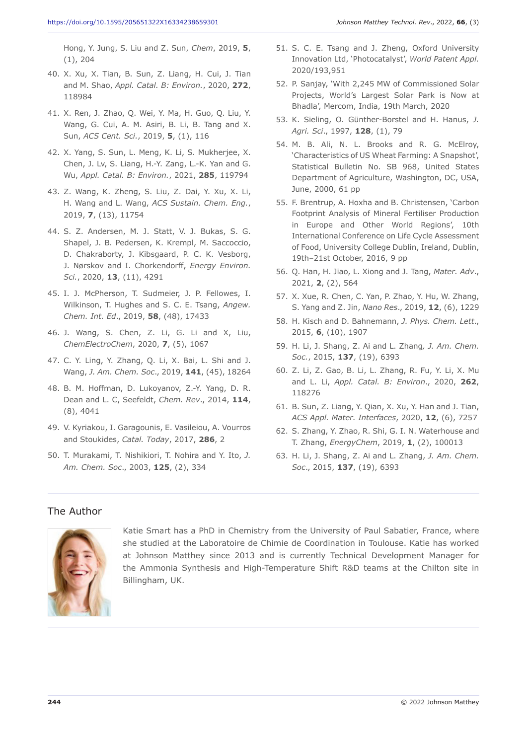Hong, Y. Jung, S. Liu and Z. Sun, *Chem*, 2019, **5**, (1), 204

40. X. Xu, X. Tian, B. Sun, Z. Liang, H. Cui, J. Tian and M. Shao, *Appl. Catal. B: Environ.*, 2020, **272**, 118984
41. X. Ren, J. Zhao, Q. Wei, Y. Ma, H. Guo, Q. Liu, Y. Wang, G. Cui, A. M. Asiri, B. Li, B. Tang and X. Sun, *ACS Cent. Sci.*, 2019, **5**, (1), 116
42. X. Yang, S. Sun, L. Meng, K. Li, S. Mukherjee, X. Chen, J. Lv, S. Liang, H.-Y. Zang, L.-K. Yan and G. Wu, *Appl. Catal. B: Environ.*, 2021, **285**, 119794
43. Z. Wang, K. Zheng, S. Liu, Z. Dai, Y. Xu, X. Li, H. Wang and L. Wang, *ACS Sustain. Chem. Eng.*, 2019, **7**, (13), 11754
44. S. Z. Andersen, M. J. Statt, V. J. Bukas, S. G. Shapel, J. B. Pedersen, K. Krempl, M. Saccoccio, D. Chakraborty, J. Kibsgaard, P. C. K. Vesborg, J. Nørskov and I. Chorkendorff, *Energy Environ. Sci.*, 2020, **13**, (11), 4291
45. I. J. McPherson, T. Sudmeier, J. P. Fellowes, I. Wilkinson, T. Hughes and S. C. E. Tsang, *Angew. Chem. Int. Ed*., 2019, **58**, (48), 17433
46. J. Wang, S. Chen, Z. Li, G. Li and X, Liu, *ChemElectroChem*, 2020, **7**, (5), 1067
47. C. Y. Ling, Y. Zhang, Q. Li, X. Bai, L. Shi and J. Wang, *J. Am. Chem. Soc.*, 2019, **141**, (45), 18264
48. B. M. Hoffman, D. Lukoyanov, Z.-Y. Yang, D. R. Dean and L. C, Seefeldt, *Chem. Rev*., 2014, **114**, (8), 4041
49. V. Kyriakou, I. Garagounis, E. Vasileiou, A. Vourros and Stoukides, *Catal. Today*, 2017, **286**, 2
50. T. Murakami, T. Nishikiori, T. Nohira and Y. Ito, *J. Am. Chem. Soc*., 2003, **125**, (2), 334
51. S. C. E. Tsang and J. Zheng, Oxford University Innovation Ltd, 'Photocatalyst', *World Patent Appl.* 2020/193,951
52. P. Sanjay, 'With 2,245 MW of Commissioned Solar Projects, World's Largest Solar Park is Now at Bhadla', Mercom, India, 19th March, 2020
53. K. Sieling, O. Günther-Borstel and H. Hanus, *J. Agri. Sci*., 1997, **128**, (1), 79
54. M. B. Ali, N. L. Brooks and R. G. McElroy, 'Characteristics of US Wheat Farming: A Snapshot', Statistical Bulletin No. SB 968, United States Department of Agriculture, Washington, DC, USA, June, 2000, 61 pp
55. F. Brentrup, A. Hoxha and B. Christensen, 'Carbon Footprint Analysis of Mineral Fertiliser Production in Europe and Other World Regions', 10th International Conference on Life Cycle Assessment of Food, University College Dublin, Ireland, Dublin, 19th–21st October, 2016, 9 pp
56. Q. Han, H. Jiao, L. Xiong and J. Tang, *Mater. Adv*., 2021, **2**, (2), 564
57. X. Xue, R. Chen, C. Yan, P. Zhao, Y. Hu, W. Zhang, S. Yang and Z. Jin, *Nano Res*., 2019, **12**, (6), 1229
58. H. Kisch and D. Bahnemann, *J. Phys. Chem. Lett*., 2015, **6**, (10), 1907
59. H. Li, J. Shang, Z. Ai and L. Zhang, *J. Am. Chem. Soc.*, 2015, **137**, (19), 6393
60. Z. Li, Z. Gao, B. Li, L. Zhang, R. Fu, Y. Li, X. Mu and L. Li, *Appl. Catal. B: Environ*., 2020, **262**, 118276
61. B. Sun, Z. Liang, Y. Qian, X. Xu, Y. Han and J. Tian, *ACS Appl. Mater. Interfaces*, 2020, **12**, (6), 7257
62. S. Zhang, Y. Zhao, R. Shi, G. I. N. Waterhouse and T. Zhang, *EnergyChem*, 2019, **1**, (2), 100013
63. H. Li, J. Shang, Z. Ai and L. Zhang, *J. Am. Chem. Soc*., 2015, **137**, (19), 6393

## The Author

Katie Smart has a PhD in Chemistry from the University of Paul Sabatier, France, where she studied at the Laboratoire de Chimie de Coordination in Toulouse. Katie has worked at Johnson Matthey since 2013 and is currently Technical Development Manager for the Ammonia Synthesis and High-Temperature Shift R&D teams at the Chilton site in Billingham, UK.